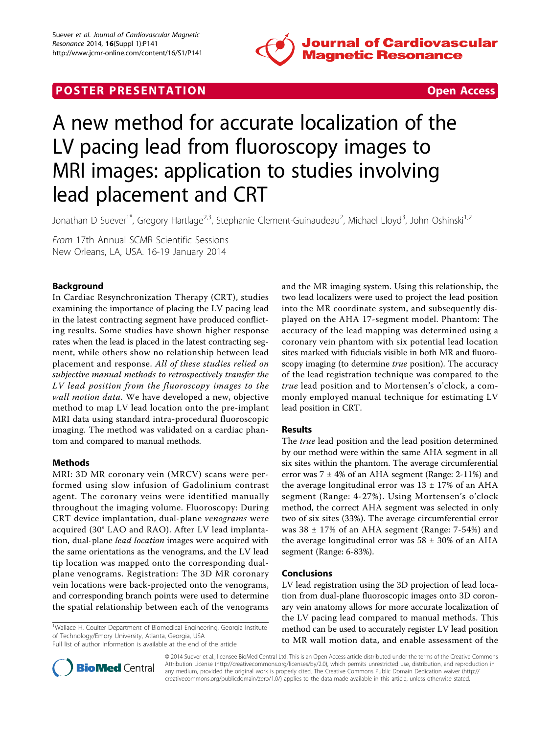POSTER PRESENTATION Open Access

# A new method for accurate localization of the LV pacing lead from fluoroscopy images to MRI images: application to studies involving lead placement and CRT

Jonathan D Suever[1*], Gregory Hartlage[2,3], Stephanie Clement-Guinaudeau[2], Michael Lloyd[3], John Oshinski[1,2]

*From* 17th Annual SCMR Scientific Sessions
New Orleans, LA, USA. 16-19 January 2014

## Background

In Cardiac Resynchronization Therapy (CRT), studies examining the importance of placing the LV pacing lead in the latest contracting segment have produced conflicting results. Some studies have shown higher response rates when the lead is placed in the latest contracting segment, while others show no relationship between lead placement and response. *All of these studies relied on subjective manual methods to retrospectively transfer the LV lead position from the fluoroscopy images to the wall motion data*. We have developed a new, objective method to map LV lead location onto the pre-implant MRI data using standard intra-procedural fluoroscopic imaging. The method was validated on a cardiac phantom and compared to manual methods.

## Methods

MRI: 3D MR coronary vein (MRCV) scans were performed using slow infusion of Gadolinium contrast agent. The coronary veins were identified manually throughout the imaging volume. Fluoroscopy: During CRT device implantation, dual-plane *venograms* were acquired (30° LAO and RAO). After LV lead implantation, dual-plane *lead location* images were acquired with the same orientations as the venograms, and the LV lead tip location was mapped onto the corresponding dual-plane venograms. Registration: The 3D MR coronary vein locations were back-projected onto the venograms, and corresponding branch points were used to determine the spatial relationship between each of the venograms and the MR imaging system. Using this relationship, the two lead localizers were used to project the lead position into the MR coordinate system, and subsequently displayed on the AHA 17-segment model. Phantom: The accuracy of the lead mapping was determined using a coronary vein phantom with six potential lead location sites marked with fiducials visible in both MR and fluoroscopy imaging (to determine *true* position). The accuracy of the lead registration technique was compared to the *true* lead position and to Mortensen's o'clock, a commonly employed manual technique for estimating LV lead position in CRT.

## Results

The *true* lead position and the lead position determined by our method were within the same AHA segment in all six sites within the phantom. The average circumferential error was 7 ± 4% of an AHA segment (Range: 2-11%) and the average longitudinal error was 13 ± 17% of an AHA segment (Range: 4-27%). Using Mortensen's o'clock method, the correct AHA segment was selected in only two of six sites (33%). The average circumferential error was 38 ± 17% of an AHA segment (Range: 7-54%) and the average longitudinal error was 58 ± 30% of an AHA segment (Range: 6-83%).

## Conclusions

LV lead registration using the 3D projection of lead location from dual-plane fluoroscopic images onto 3D coronary vein anatomy allows for more accurate localization of the LV pacing lead compared to manual methods. This method can be used to accurately register LV lead position to MR wall motion data, and enable assessment of the

[1]Wallace H. Coulter Department of Biomedical Engineering, Georgia Institute of Technology/Emory University, Atlanta, Georgia, USA
Full list of author information is available at the end of the article

© 2014 Suever et al.; licensee BioMed Central Ltd. This is an Open Access article distributed under the terms of the Creative Commons Attribution License (http://creativecommons.org/licenses/by/2.0), which permits unrestricted use, distribution, and reproduction in any medium, provided the original work is properly cited. The Creative Commons Public Domain Dedication waiver (http://creativecommons.org/publicdomain/zero/1.0/) applies to the data made available in this article, unless otherwise stated.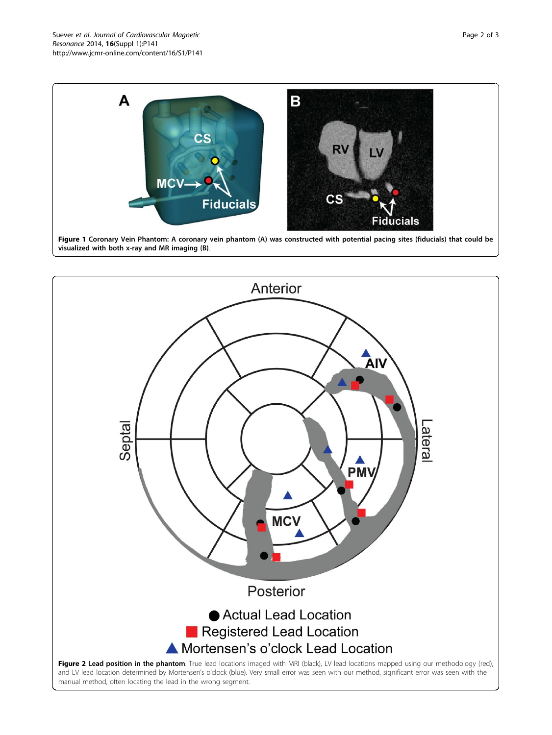**Figure 1 Coronary Vein Phantom: A coronary vein phantom (A) was constructed with potential pacing sites (fiducials) that could be visualized with both x-ray and MR imaging (B)**.

**Figure 2 Lead position in the phantom**. True lead locations imaged with MRI (black), LV lead locations mapped using our methodology (red), and LV lead location determined by Mortensen's o'clock (blue). Very small error was seen with our method, significant error was seen with the manual method, often locating the lead in the wrong segment.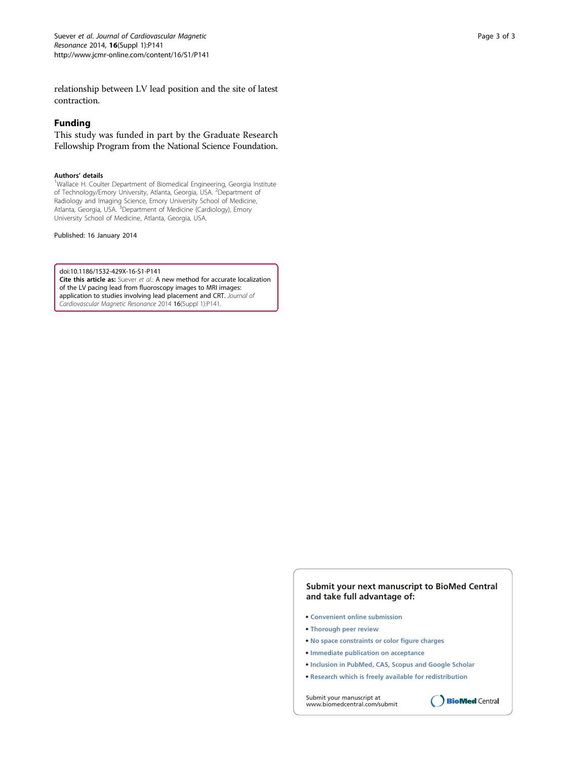relationship between LV lead position and the site of latest contraction.

## Funding

This study was funded in part by the Graduate Research Fellowship Program from the National Science Foundation.

#### Authors' details

[1]Wallace H. Coulter Department of Biomedical Engineering, Georgia Institute of Technology/Emory University, Atlanta, Georgia, USA. [2]Department of Radiology and Imaging Science, Emory University School of Medicine, Atlanta, Georgia, USA. [3]Department of Medicine (Cardiology), Emory University School of Medicine, Atlanta, Georgia, USA.

Published: 16 January 2014

doi:10.1186/1532-429X-16-S1-P141

**Cite this article as:** Suever *et al.*: A new method for accurate localization of the LV pacing lead from fluoroscopy images to MRI images: application to studies involving lead placement and CRT. *Journal of Cardiovascular Magnetic Resonance* 2014 **16**(Suppl 1):P141.

**Submit your next manuscript to BioMed Central and take full advantage of:**

- **Convenient online submission**
- **Thorough peer review**
- **No space constraints or color figure charges**
- **Immediate publication on acceptance**
- **Inclusion in PubMed, CAS, Scopus and Google Scholar**
- **Research which is freely available for redistribution**

Submit your manuscript at www.biomedcentral.com/submit

BioMed Central